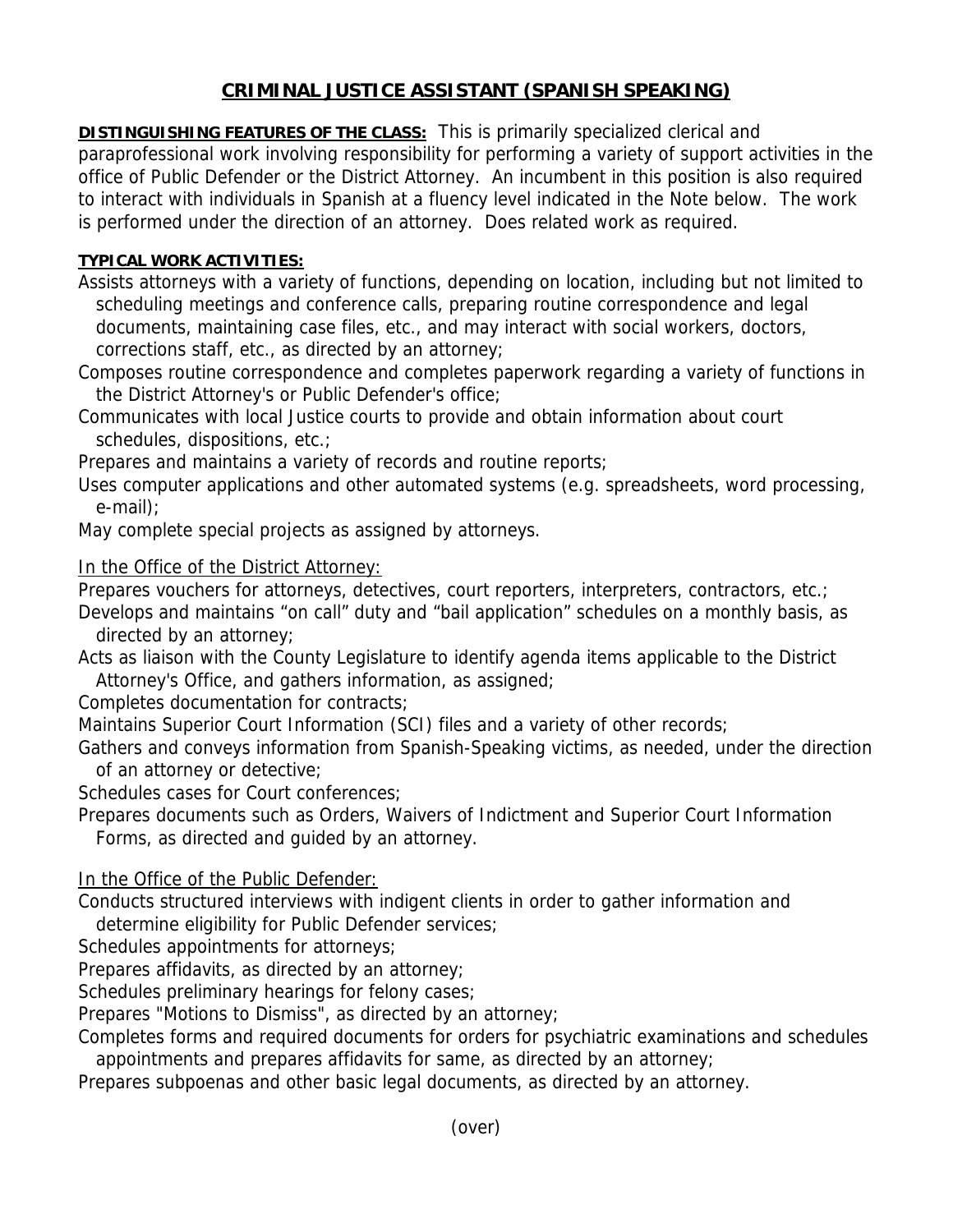# CRIMINAL JUSTICE ASSISTANT (SPANISH SPEAKING)

**DISTINGUISHING FEATURES OF THE CLASS:** This is primarily specialized clerical and paraprofessional work involving responsibility for performing a variety of support activities in the office of Public Defender or the District Attorney. An incumbent in this position is also required to interact with individuals in Spanish at a fluency level indicated in the Note below. The work is performed under the direction of an attorney. Does related work as required.

**TYPICAL WORK ACTIVITIES:**

Assists attorneys with a variety of functions, depending on location, including but not limited to scheduling meetings and conference calls, preparing routine correspondence and legal documents, maintaining case files, etc., and may interact with social workers, doctors, corrections staff, etc., as directed by an attorney;

Composes routine correspondence and completes paperwork regarding a variety of functions in the District Attorney's or Public Defender's office;

Communicates with local Justice courts to provide and obtain information about court schedules, dispositions, etc.;

Prepares and maintains a variety of records and routine reports;

Uses computer applications and other automated systems (e.g. spreadsheets, word processing, e-mail);

May complete special projects as assigned by attorneys.

In the Office of the District Attorney:

Prepares vouchers for attorneys, detectives, court reporters, interpreters, contractors, etc.;

Develops and maintains “on call” duty and “bail application” schedules on a monthly basis, as directed by an attorney;

Acts as liaison with the County Legislature to identify agenda items applicable to the District Attorney's Office, and gathers information, as assigned;

Completes documentation for contracts;

Maintains Superior Court Information (SCI) files and a variety of other records;

Gathers and conveys information from Spanish-Speaking victims, as needed, under the direction of an attorney or detective;

Schedules cases for Court conferences;

Prepares documents such as Orders, Waivers of Indictment and Superior Court Information Forms, as directed and guided by an attorney.

In the Office of the Public Defender:

Conducts structured interviews with indigent clients in order to gather information and determine eligibility for Public Defender services;

Schedules appointments for attorneys;

Prepares affidavits, as directed by an attorney;

Schedules preliminary hearings for felony cases;

Prepares "Motions to Dismiss", as directed by an attorney;

Completes forms and required documents for orders for psychiatric examinations and schedules appointments and prepares affidavits for same, as directed by an attorney;

Prepares subpoenas and other basic legal documents, as directed by an attorney.

(over)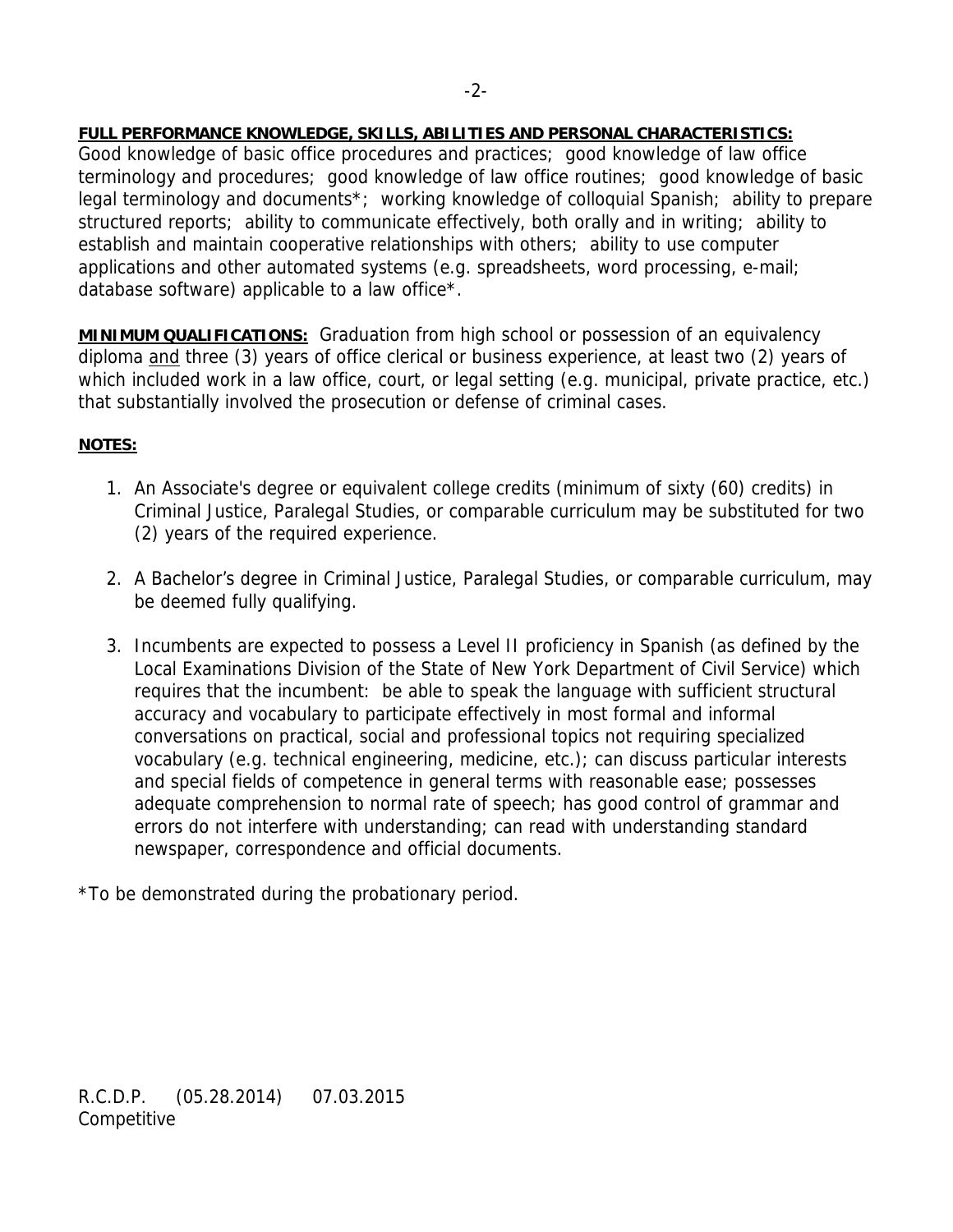**FULL PERFORMANCE KNOWLEDGE, SKILLS, ABILITIES AND PERSONAL CHARACTERISTICS:** Good knowledge of basic office procedures and practices; good knowledge of law office terminology and procedures; good knowledge of law office routines; good knowledge of basic legal terminology and documents*; working knowledge of colloquial Spanish; ability to prepare structured reports; ability to communicate effectively, both orally and in writing; ability to establish and maintain cooperative relationships with others; ability to use computer applications and other automated systems (e.g. spreadsheets, word processing, e-mail; database software) applicable to a law office*.

**MINIMUM QUALIFICATIONS:** Graduation from high school or possession of an equivalency diploma and three (3) years of office clerical or business experience, at least two (2) years of which included work in a law office, court, or legal setting (e.g. municipal, private practice, etc.) that substantially involved the prosecution or defense of criminal cases.

**NOTES:**

1. An Associate's degree or equivalent college credits (minimum of sixty (60) credits) in Criminal Justice, Paralegal Studies, or comparable curriculum may be substituted for two (2) years of the required experience.

2. A Bachelor's degree in Criminal Justice, Paralegal Studies, or comparable curriculum, may be deemed fully qualifying.

3. Incumbents are expected to possess a Level II proficiency in Spanish (as defined by the Local Examinations Division of the State of New York Department of Civil Service) which requires that the incumbent: be able to speak the language with sufficient structural accuracy and vocabulary to participate effectively in most formal and informal conversations on practical, social and professional topics not requiring specialized vocabulary (e.g. technical engineering, medicine, etc.); can discuss particular interests and special fields of competence in general terms with reasonable ease; possesses adequate comprehension to normal rate of speech; has good control of grammar and errors do not interfere with understanding; can read with understanding standard newspaper, correspondence and official documents.

*To be demonstrated during the probationary period.

R.C.D.P. (05.28.2014) 07.03.2015
Competitive